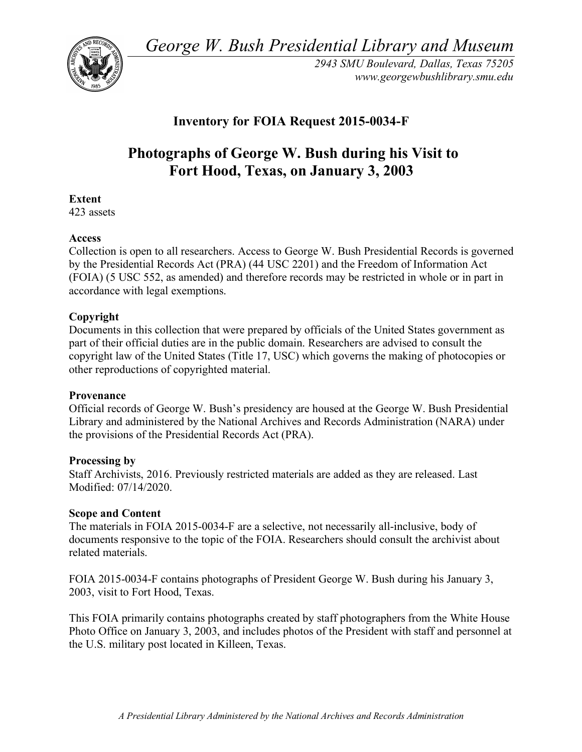*George W. Bush Presidential Library and Museum*

*2943 SMU Boulevard, Dallas, Texas 75205*
*www.georgewbushlibrary.smu.edu*

## Inventory for FOIA Request 2015-0034-F

# Photographs of George W. Bush during his Visit to Fort Hood, Texas, on January 3, 2003

**Extent**
423 assets

**Access**
Collection is open to all researchers. Access to George W. Bush Presidential Records is governed by the Presidential Records Act (PRA) (44 USC 2201) and the Freedom of Information Act (FOIA) (5 USC 552, as amended) and therefore records may be restricted in whole or in part in accordance with legal exemptions.

**Copyright**
Documents in this collection that were prepared by officials of the United States government as part of their official duties are in the public domain. Researchers are advised to consult the copyright law of the United States (Title 17, USC) which governs the making of photocopies or other reproductions of copyrighted material.

**Provenance**
Official records of George W. Bush's presidency are housed at the George W. Bush Presidential Library and administered by the National Archives and Records Administration (NARA) under the provisions of the Presidential Records Act (PRA).

**Processing by**
Staff Archivists, 2016. Previously restricted materials are added as they are released. Last Modified: 07/14/2020.

**Scope and Content**
The materials in FOIA 2015-0034-F are a selective, not necessarily all-inclusive, body of documents responsive to the topic of the FOIA. Researchers should consult the archivist about related materials.

FOIA 2015-0034-F contains photographs of President George W. Bush during his January 3, 2003, visit to Fort Hood, Texas.

This FOIA primarily contains photographs created by staff photographers from the White House Photo Office on January 3, 2003, and includes photos of the President with staff and personnel at the U.S. military post located in Killeen, Texas.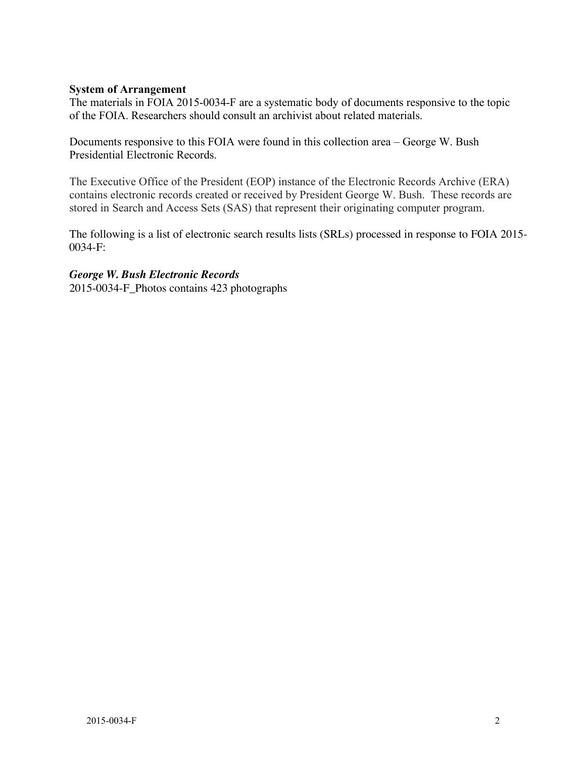**System of Arrangement**

The materials in FOIA 2015-0034-F are a systematic body of documents responsive to the topic of the FOIA. Researchers should consult an archivist about related materials.

Documents responsive to this FOIA were found in this collection area – George W. Bush Presidential Electronic Records.

The Executive Office of the President (EOP) instance of the Electronic Records Archive (ERA) contains electronic records created or received by President George W. Bush. These records are stored in Search and Access Sets (SAS) that represent their originating computer program.

The following is a list of electronic search results lists (SRLs) processed in response to FOIA 2015-0034-F:

***George W. Bush Electronic Records***

2015-0034-F_Photos contains 423 photographs